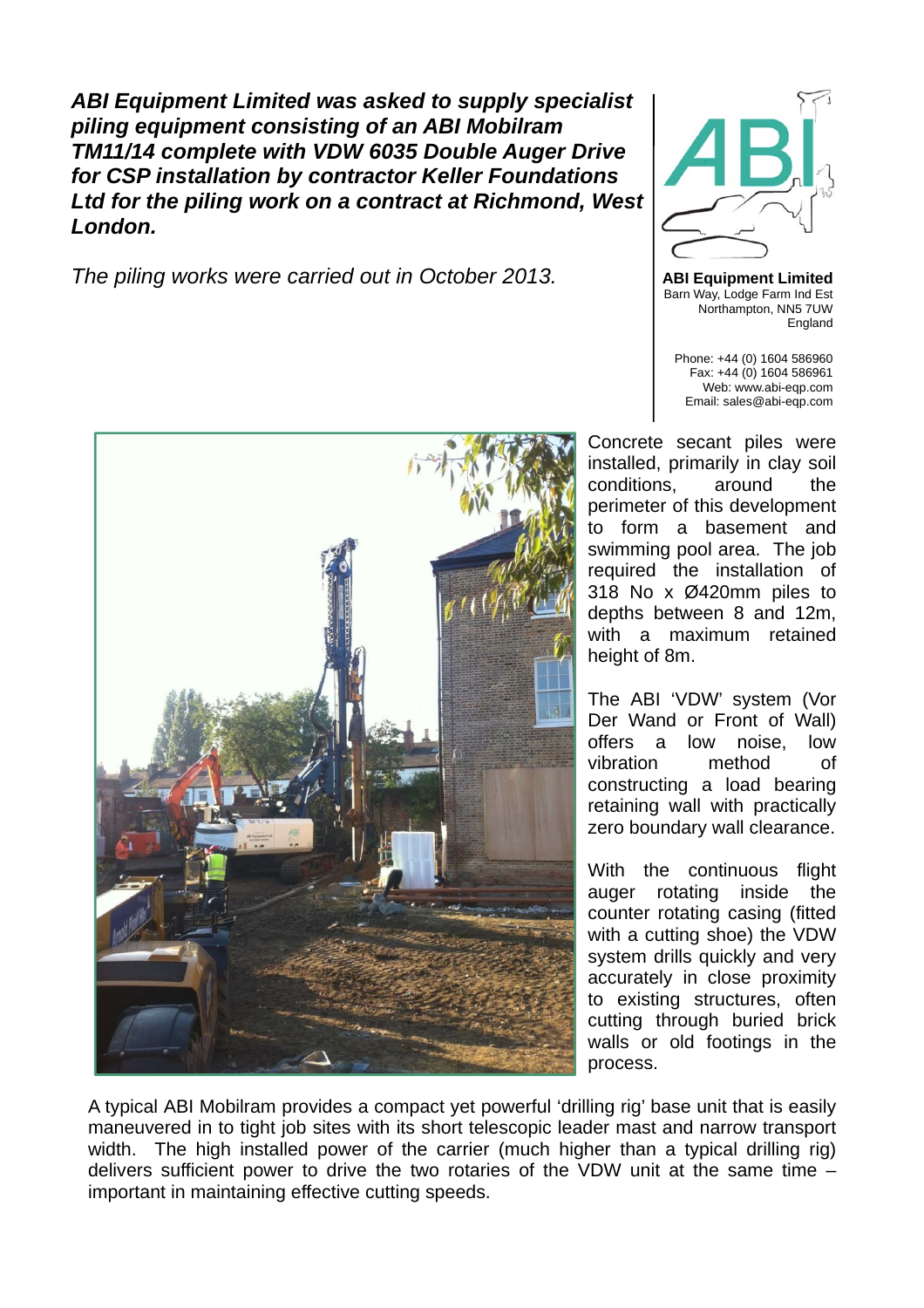***ABI Equipment Limited was asked to supply specialist piling equipment consisting of an ABI Mobilram TM11/14 complete with VDW 6035 Double Auger Drive for CSP installation by contractor Keller Foundations Ltd for the piling work on a contract at Richmond, West London.***

*The piling works were carried out in October 2013.*

**ABI Equipment Limited**
Barn Way, Lodge Farm Ind Est
Northampton, NN5 7UW
England

Phone: +44 (0) 1604 586960
Fax: +44 (0) 1604 586961
Web: www.abi-eqp.com
Email: sales@abi-eqp.com

Concrete secant piles were installed, primarily in clay soil conditions, around the perimeter of this development to form a basement and swimming pool area. The job required the installation of 318 No x Ø420mm piles to depths between 8 and 12m, with a maximum retained height of 8m.

The ABI 'VDW' system (Vor Der Wand or Front of Wall) offers a low noise, low vibration method of constructing a load bearing retaining wall with practically zero boundary wall clearance.

With the continuous flight auger rotating inside the counter rotating casing (fitted with a cutting shoe) the VDW system drills quickly and very accurately in close proximity to existing structures, often cutting through buried brick walls or old footings in the process.

A typical ABI Mobilram provides a compact yet powerful 'drilling rig' base unit that is easily maneuvered in to tight job sites with its short telescopic leader mast and narrow transport width. The high installed power of the carrier (much higher than a typical drilling rig) delivers sufficient power to drive the two rotaries of the VDW unit at the same time – important in maintaining effective cutting speeds.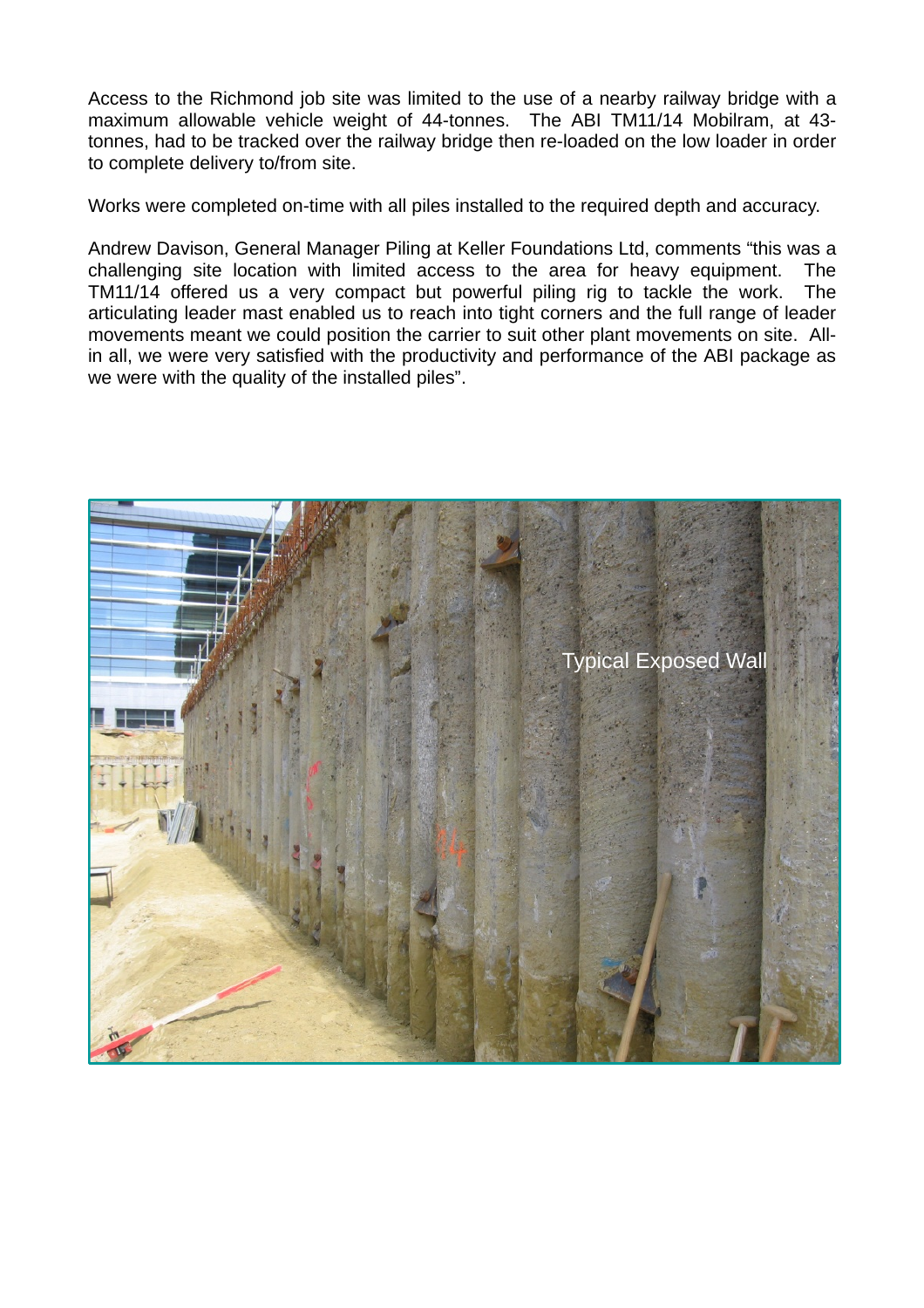Access to the Richmond job site was limited to the use of a nearby railway bridge with a maximum allowable vehicle weight of 44-tonnes. The ABI TM11/14 Mobilram, at 43-tonnes, had to be tracked over the railway bridge then re-loaded on the low loader in order to complete delivery to/from site.

Works were completed on-time with all piles installed to the required depth and accuracy.

Andrew Davison, General Manager Piling at Keller Foundations Ltd, comments "this was a challenging site location with limited access to the area for heavy equipment. The TM11/14 offered us a very compact but powerful piling rig to tackle the work. The articulating leader mast enabled us to reach into tight corners and the full range of leader movements meant we could position the carrier to suit other plant movements on site. All-in all, we were very satisfied with the productivity and performance of the ABI package as we were with the quality of the installed piles".

Typical Exposed Wall